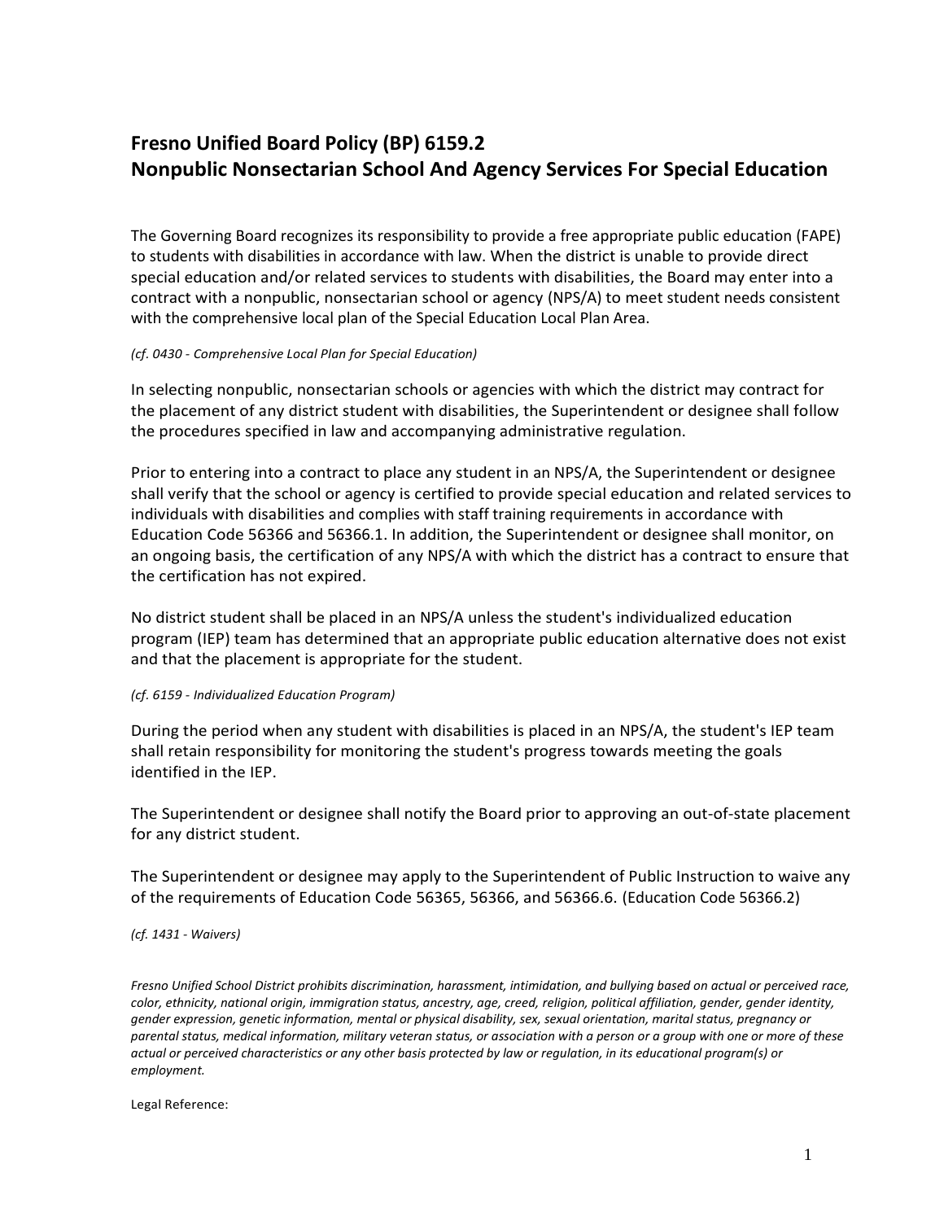# Fresno Unified Board Policy (BP) 6159.2
# Nonpublic Nonsectarian School And Agency Services For Special Education

The Governing Board recognizes its responsibility to provide a free appropriate public education (FAPE) to students with disabilities in accordance with law. When the district is unable to provide direct special education and/or related services to students with disabilities, the Board may enter into a contract with a nonpublic, nonsectarian school or agency (NPS/A) to meet student needs consistent with the comprehensive local plan of the Special Education Local Plan Area.

*(cf. 0430 - Comprehensive Local Plan for Special Education)*

In selecting nonpublic, nonsectarian schools or agencies with which the district may contract for the placement of any district student with disabilities, the Superintendent or designee shall follow the procedures specified in law and accompanying administrative regulation.

Prior to entering into a contract to place any student in an NPS/A, the Superintendent or designee shall verify that the school or agency is certified to provide special education and related services to individuals with disabilities and complies with staff training requirements in accordance with Education Code 56366 and 56366.1. In addition, the Superintendent or designee shall monitor, on an ongoing basis, the certification of any NPS/A with which the district has a contract to ensure that the certification has not expired.

No district student shall be placed in an NPS/A unless the student's individualized education program (IEP) team has determined that an appropriate public education alternative does not exist and that the placement is appropriate for the student.

*(cf. 6159 - Individualized Education Program)*

During the period when any student with disabilities is placed in an NPS/A, the student's IEP team shall retain responsibility for monitoring the student's progress towards meeting the goals identified in the IEP.

The Superintendent or designee shall notify the Board prior to approving an out-of-state placement for any district student.

The Superintendent or designee may apply to the Superintendent of Public Instruction to waive any of the requirements of Education Code 56365, 56366, and 56366.6. (Education Code 56366.2)

*(cf. 1431 - Waivers)*

*Fresno Unified School District prohibits discrimination, harassment, intimidation, and bullying based on actual or perceived race, color, ethnicity, national origin, immigration status, ancestry, age, creed, religion, political affiliation, gender, gender identity, gender expression, genetic information, mental or physical disability, sex, sexual orientation, marital status, pregnancy or parental status, medical information, military veteran status, or association with a person or a group with one or more of these actual or perceived characteristics or any other basis protected by law or regulation, in its educational program(s) or employment.*

Legal Reference: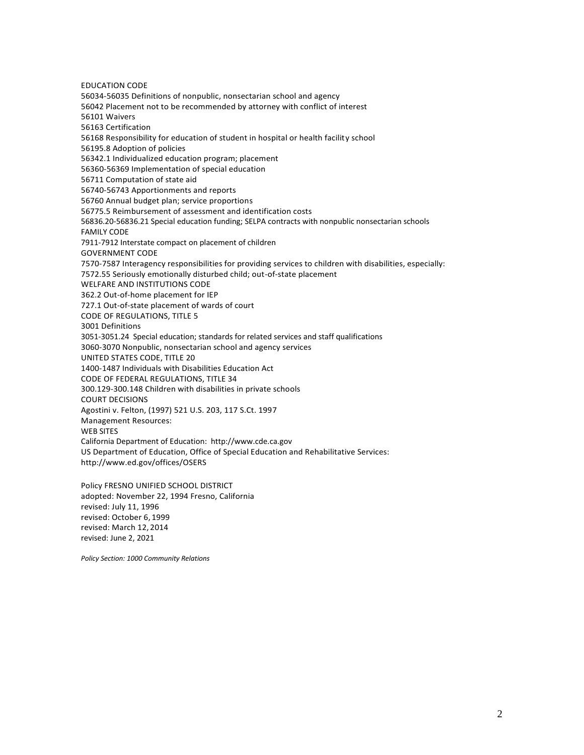EDUCATION CODE

56034-56035 Definitions of nonpublic, nonsectarian school and agency

56042 Placement not to be recommended by attorney with conflict of interest

56101 Waivers

56163 Certification

56168 Responsibility for education of student in hospital or health facility school

56195.8 Adoption of policies

56342.1 Individualized education program; placement

56360-56369 Implementation of special education

56711 Computation of state aid

56740-56743 Apportionments and reports

56760 Annual budget plan; service proportions

56775.5 Reimbursement of assessment and identification costs

56836.20-56836.21 Special education funding; SELPA contracts with nonpublic nonsectarian schools

FAMILY CODE

7911-7912 Interstate compact on placement of children

GOVERNMENT CODE

7570-7587 Interagency responsibilities for providing services to children with disabilities, especially:

7572.55 Seriously emotionally disturbed child; out-of-state placement

WELFARE AND INSTITUTIONS CODE

362.2 Out-of-home placement for IEP

727.1 Out-of-state placement of wards of court

CODE OF REGULATIONS, TITLE 5

3001 Definitions

3051-3051.24 Special education; standards for related services and staff qualifications

3060-3070 Nonpublic, nonsectarian school and agency services

UNITED STATES CODE, TITLE 20

1400-1487 Individuals with Disabilities Education Act

CODE OF FEDERAL REGULATIONS, TITLE 34

300.129-300.148 Children with disabilities in private schools

COURT DECISIONS

Agostini v. Felton, (1997) 521 U.S. 203, 117 S.Ct. 1997

Management Resources:

WEB SITES

California Department of Education: http://www.cde.ca.gov

US Department of Education, Office of Special Education and Rehabilitative Services: http://www.ed.gov/offices/OSERS

Policy FRESNO UNIFIED SCHOOL DISTRICT
adopted: November 22, 1994 Fresno, California
revised: July 11, 1996
revised: October 6, 1999
revised: March 12, 2014
revised: June 2, 2021

*Policy Section: 1000 Community Relations*